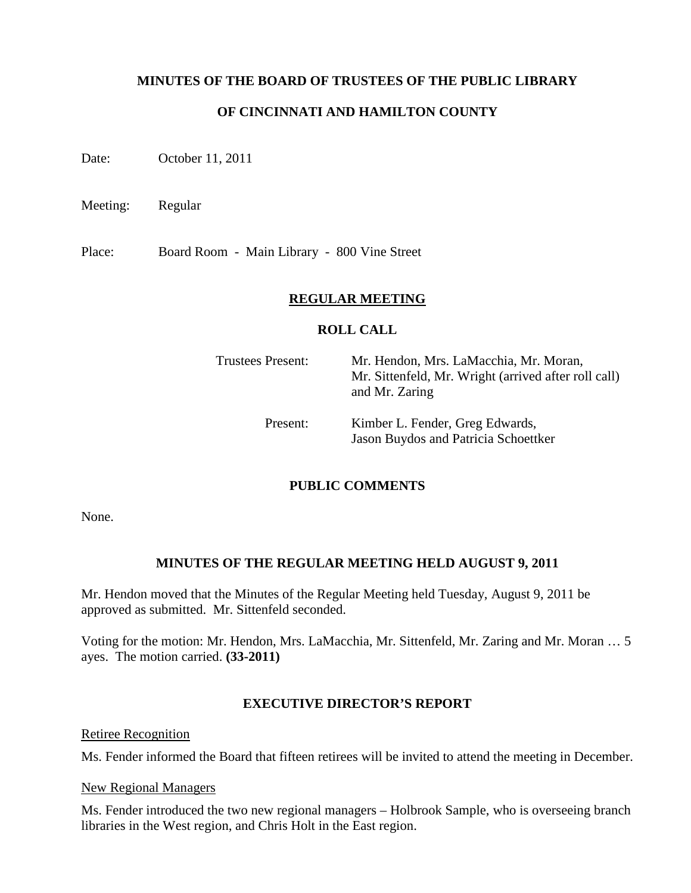**MINUTES OF THE BOARD OF TRUSTEES OF THE PUBLIC LIBRARY**

**OF CINCINNATI AND HAMILTON COUNTY**

Date: October 11, 2011

Meeting: Regular

Place: Board Room - Main Library - 800 Vine Street

## REGULAR MEETING

### ROLL CALL

| | |
|---|---|
| Trustees Present: | Mr. Hendon, Mrs. LaMacchia, Mr. Moran, Mr. Sittenfeld, Mr. Wright (arrived after roll call) and Mr. Zaring |
| Present: | Kimber L. Fender, Greg Edwards, Jason Buydos and Patricia Schoettker |

### PUBLIC COMMENTS

None.

### MINUTES OF THE REGULAR MEETING HELD AUGUST 9, 2011

Mr. Hendon moved that the Minutes of the Regular Meeting held Tuesday, August 9, 2011 be approved as submitted. Mr. Sittenfeld seconded.

Voting for the motion: Mr. Hendon, Mrs. LaMacchia, Mr. Sittenfeld, Mr. Zaring and Mr. Moran … 5 ayes. The motion carried. **(33-2011)**

### EXECUTIVE DIRECTOR'S REPORT

Retiree Recognition

Ms. Fender informed the Board that fifteen retirees will be invited to attend the meeting in December.

New Regional Managers

Ms. Fender introduced the two new regional managers – Holbrook Sample, who is overseeing branch libraries in the West region, and Chris Holt in the East region.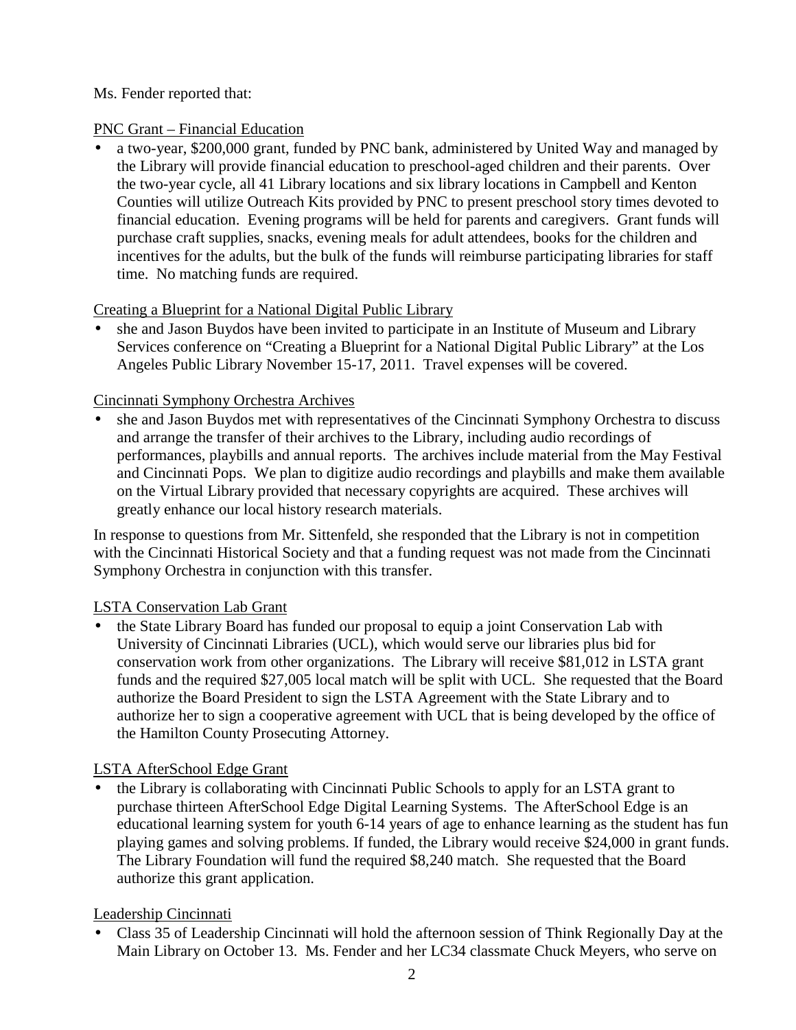Ms. Fender reported that:

PNC Grant – Financial Education

- a two-year, $200,000 grant, funded by PNC bank, administered by United Way and managed by the Library will provide financial education to preschool-aged children and their parents. Over the two-year cycle, all 41 Library locations and six library locations in Campbell and Kenton Counties will utilize Outreach Kits provided by PNC to present preschool story times devoted to financial education. Evening programs will be held for parents and caregivers. Grant funds will purchase craft supplies, snacks, evening meals for adult attendees, books for the children and incentives for the adults, but the bulk of the funds will reimburse participating libraries for staff time. No matching funds are required.

Creating a Blueprint for a National Digital Public Library

- she and Jason Buydos have been invited to participate in an Institute of Museum and Library Services conference on "Creating a Blueprint for a National Digital Public Library" at the Los Angeles Public Library November 15-17, 2011. Travel expenses will be covered.

Cincinnati Symphony Orchestra Archives

- she and Jason Buydos met with representatives of the Cincinnati Symphony Orchestra to discuss and arrange the transfer of their archives to the Library, including audio recordings of performances, playbills and annual reports. The archives include material from the May Festival and Cincinnati Pops. We plan to digitize audio recordings and playbills and make them available on the Virtual Library provided that necessary copyrights are acquired. These archives will greatly enhance our local history research materials.

In response to questions from Mr. Sittenfeld, she responded that the Library is not in competition with the Cincinnati Historical Society and that a funding request was not made from the Cincinnati Symphony Orchestra in conjunction with this transfer.

LSTA Conservation Lab Grant

- the State Library Board has funded our proposal to equip a joint Conservation Lab with University of Cincinnati Libraries (UCL), which would serve our libraries plus bid for conservation work from other organizations. The Library will receive $81,012 in LSTA grant funds and the required $27,005 local match will be split with UCL. She requested that the Board authorize the Board President to sign the LSTA Agreement with the State Library and to authorize her to sign a cooperative agreement with UCL that is being developed by the office of the Hamilton County Prosecuting Attorney.

LSTA AfterSchool Edge Grant

- the Library is collaborating with Cincinnati Public Schools to apply for an LSTA grant to purchase thirteen AfterSchool Edge Digital Learning Systems. The AfterSchool Edge is an educational learning system for youth 6-14 years of age to enhance learning as the student has fun playing games and solving problems. If funded, the Library would receive $24,000 in grant funds. The Library Foundation will fund the required $8,240 match. She requested that the Board authorize this grant application.

Leadership Cincinnati

- Class 35 of Leadership Cincinnati will hold the afternoon session of Think Regionally Day at the Main Library on October 13. Ms. Fender and her LC34 classmate Chuck Meyers, who serve on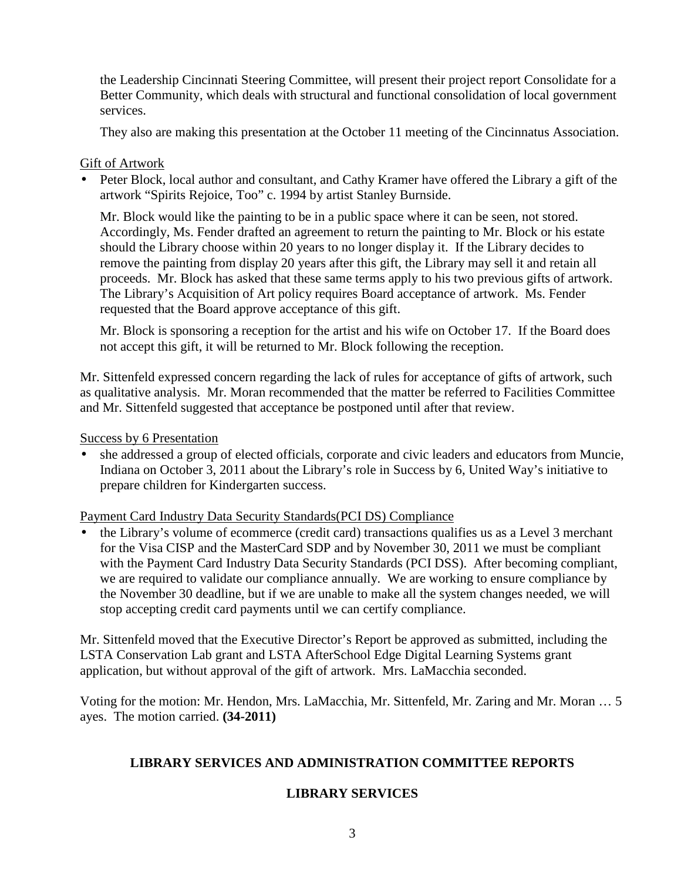the Leadership Cincinnati Steering Committee, will present their project report Consolidate for a Better Community, which deals with structural and functional consolidation of local government services.

They also are making this presentation at the October 11 meeting of the Cincinnatus Association.

Gift of Artwork

- Peter Block, local author and consultant, and Cathy Kramer have offered the Library a gift of the artwork "Spirits Rejoice, Too" c. 1994 by artist Stanley Burnside.

  Mr. Block would like the painting to be in a public space where it can be seen, not stored. Accordingly, Ms. Fender drafted an agreement to return the painting to Mr. Block or his estate should the Library choose within 20 years to no longer display it. If the Library decides to remove the painting from display 20 years after this gift, the Library may sell it and retain all proceeds. Mr. Block has asked that these same terms apply to his two previous gifts of artwork. The Library's Acquisition of Art policy requires Board acceptance of artwork. Ms. Fender requested that the Board approve acceptance of this gift.

  Mr. Block is sponsoring a reception for the artist and his wife on October 17. If the Board does not accept this gift, it will be returned to Mr. Block following the reception.

Mr. Sittenfeld expressed concern regarding the lack of rules for acceptance of gifts of artwork, such as qualitative analysis. Mr. Moran recommended that the matter be referred to Facilities Committee and Mr. Sittenfeld suggested that acceptance be postponed until after that review.

Success by 6 Presentation

- she addressed a group of elected officials, corporate and civic leaders and educators from Muncie, Indiana on October 3, 2011 about the Library's role in Success by 6, United Way's initiative to prepare children for Kindergarten success.

Payment Card Industry Data Security Standards(PCI DS) Compliance

- the Library's volume of ecommerce (credit card) transactions qualifies us as a Level 3 merchant for the Visa CISP and the MasterCard SDP and by November 30, 2011 we must be compliant with the Payment Card Industry Data Security Standards (PCI DSS). After becoming compliant, we are required to validate our compliance annually. We are working to ensure compliance by the November 30 deadline, but if we are unable to make all the system changes needed, we will stop accepting credit card payments until we can certify compliance.

Mr. Sittenfeld moved that the Executive Director's Report be approved as submitted, including the LSTA Conservation Lab grant and LSTA AfterSchool Edge Digital Learning Systems grant application, but without approval of the gift of artwork. Mrs. LaMacchia seconded.

Voting for the motion: Mr. Hendon, Mrs. LaMacchia, Mr. Sittenfeld, Mr. Zaring and Mr. Moran … 5 ayes. The motion carried. **(34-2011)**

## LIBRARY SERVICES AND ADMINISTRATION COMMITTEE REPORTS

### LIBRARY SERVICES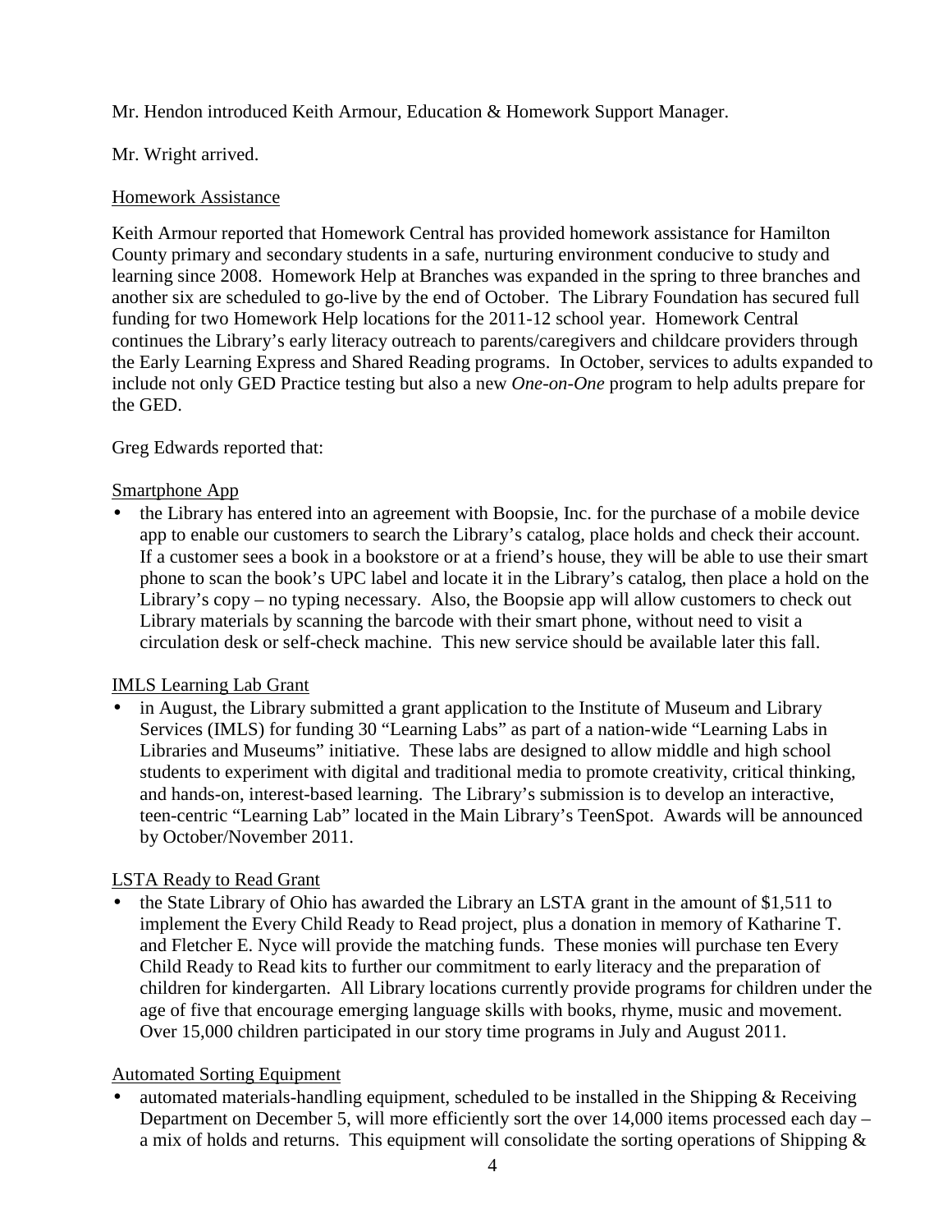Mr. Hendon introduced Keith Armour, Education & Homework Support Manager.

Mr. Wright arrived.

Homework Assistance

Keith Armour reported that Homework Central has provided homework assistance for Hamilton County primary and secondary students in a safe, nurturing environment conducive to study and learning since 2008. Homework Help at Branches was expanded in the spring to three branches and another six are scheduled to go-live by the end of October. The Library Foundation has secured full funding for two Homework Help locations for the 2011-12 school year. Homework Central continues the Library's early literacy outreach to parents/caregivers and childcare providers through the Early Learning Express and Shared Reading programs. In October, services to adults expanded to include not only GED Practice testing but also a new *One-on-One* program to help adults prepare for the GED.

Greg Edwards reported that:

Smartphone App

- the Library has entered into an agreement with Boopsie, Inc. for the purchase of a mobile device app to enable our customers to search the Library's catalog, place holds and check their account. If a customer sees a book in a bookstore or at a friend's house, they will be able to use their smart phone to scan the book's UPC label and locate it in the Library's catalog, then place a hold on the Library's copy – no typing necessary. Also, the Boopsie app will allow customers to check out Library materials by scanning the barcode with their smart phone, without need to visit a circulation desk or self-check machine. This new service should be available later this fall.

IMLS Learning Lab Grant

- in August, the Library submitted a grant application to the Institute of Museum and Library Services (IMLS) for funding 30 "Learning Labs" as part of a nation-wide "Learning Labs in Libraries and Museums" initiative. These labs are designed to allow middle and high school students to experiment with digital and traditional media to promote creativity, critical thinking, and hands-on, interest-based learning. The Library's submission is to develop an interactive, teen-centric "Learning Lab" located in the Main Library's TeenSpot. Awards will be announced by October/November 2011.

LSTA Ready to Read Grant

- the State Library of Ohio has awarded the Library an LSTA grant in the amount of $1,511 to implement the Every Child Ready to Read project, plus a donation in memory of Katharine T. and Fletcher E. Nyce will provide the matching funds. These monies will purchase ten Every Child Ready to Read kits to further our commitment to early literacy and the preparation of children for kindergarten. All Library locations currently provide programs for children under the age of five that encourage emerging language skills with books, rhyme, music and movement. Over 15,000 children participated in our story time programs in July and August 2011.

Automated Sorting Equipment

- automated materials-handling equipment, scheduled to be installed in the Shipping & Receiving Department on December 5, will more efficiently sort the over 14,000 items processed each day – a mix of holds and returns. This equipment will consolidate the sorting operations of Shipping &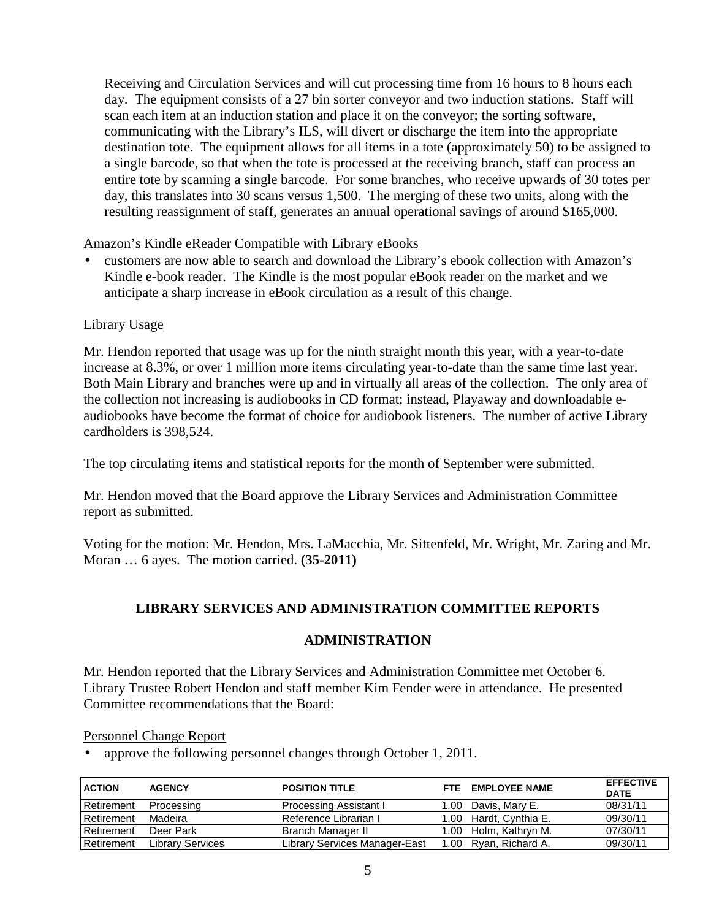Receiving and Circulation Services and will cut processing time from 16 hours to 8 hours each day. The equipment consists of a 27 bin sorter conveyor and two induction stations. Staff will scan each item at an induction station and place it on the conveyor; the sorting software, communicating with the Library's ILS, will divert or discharge the item into the appropriate destination tote. The equipment allows for all items in a tote (approximately 50) to be assigned to a single barcode, so that when the tote is processed at the receiving branch, staff can process an entire tote by scanning a single barcode. For some branches, who receive upwards of 30 totes per day, this translates into 30 scans versus 1,500. The merging of these two units, along with the resulting reassignment of staff, generates an annual operational savings of around $165,000.

Amazon's Kindle eReader Compatible with Library eBooks

- customers are now able to search and download the Library's ebook collection with Amazon's Kindle e-book reader. The Kindle is the most popular eBook reader on the market and we anticipate a sharp increase in eBook circulation as a result of this change.

Library Usage

Mr. Hendon reported that usage was up for the ninth straight month this year, with a year-to-date increase at 8.3%, or over 1 million more items circulating year-to-date than the same time last year. Both Main Library and branches were up and in virtually all areas of the collection. The only area of the collection not increasing is audiobooks in CD format; instead, Playaway and downloadable e-audiobooks have become the format of choice for audiobook listeners. The number of active Library cardholders is 398,524.

The top circulating items and statistical reports for the month of September were submitted.

Mr. Hendon moved that the Board approve the Library Services and Administration Committee report as submitted.

Voting for the motion: Mr. Hendon, Mrs. LaMacchia, Mr. Sittenfeld, Mr. Wright, Mr. Zaring and Mr. Moran … 6 ayes. The motion carried. **(35-2011)**

## LIBRARY SERVICES AND ADMINISTRATION COMMITTEE REPORTS

### ADMINISTRATION

Mr. Hendon reported that the Library Services and Administration Committee met October 6. Library Trustee Robert Hendon and staff member Kim Fender were in attendance. He presented Committee recommendations that the Board:

Personnel Change Report

- approve the following personnel changes through October 1, 2011.

| ACTION | AGENCY | POSITION TITLE | FTE | EMPLOYEE NAME | EFFECTIVE DATE |
|---|---|---|---|---|---|
| Retirement | Processing | Processing Assistant I | 1.00 | Davis, Mary E. | 08/31/11 |
| Retirement | Madeira | Reference Librarian I | 1.00 | Hardt, Cynthia E. | 09/30/11 |
| Retirement | Deer Park | Branch Manager II | 1.00 | Holm, Kathryn M. | 07/30/11 |
| Retirement | Library Services | Library Services Manager-East | 1.00 | Ryan, Richard A. | 09/30/11 |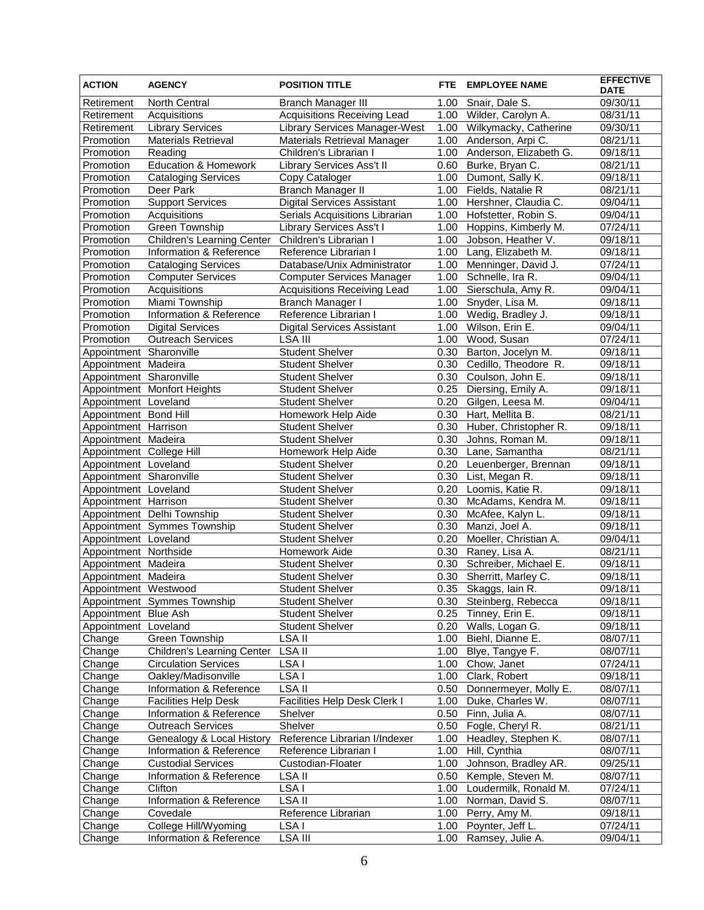| ACTION | AGENCY | POSITION TITLE | FTE | EMPLOYEE NAME | EFFECTIVE DATE |
|---|---|---|---|---|---|
| Retirement | North Central | Branch Manager III | 1.00 | Snair, Dale S. | 09/30/11 |
| Retirement | Acquisitions | Acquisitions Receiving Lead | 1.00 | Wilder, Carolyn A. | 08/31/11 |
| Retirement | Library Services | Library Services Manager-West | 1.00 | Wilkymacky, Catherine | 09/30/11 |
| Promotion | Materials Retrieval | Materials Retrieval Manager | 1.00 | Anderson, Arpi C. | 08/21/11 |
| Promotion | Reading | Children's Librarian I | 1.00 | Anderson, Elizabeth G. | 09/18/11 |
| Promotion | Education & Homework | Library Services Ass't II | 0.60 | Burke, Bryan C. | 08/21/11 |
| Promotion | Cataloging Services | Copy Cataloger | 1.00 | Dumont, Sally K. | 09/18/11 |
| Promotion | Deer Park | Branch Manager II | 1.00 | Fields, Natalie R | 08/21/11 |
| Promotion | Support Services | Digital Services Assistant | 1.00 | Hershner, Claudia C. | 09/04/11 |
| Promotion | Acquisitions | Serials Acquisitions Librarian | 1.00 | Hofstetter, Robin S. | 09/04/11 |
| Promotion | Green Township | Library Services Ass't I | 1.00 | Hoppins, Kimberly M. | 07/24/11 |
| Promotion | Children's Learning Center | Children's Librarian I | 1.00 | Jobson, Heather V. | 09/18/11 |
| Promotion | Information & Reference | Reference Librarian I | 1.00 | Lang, Elizabeth M. | 09/18/11 |
| Promotion | Cataloging Services | Database/Unix Administrator | 1.00 | Menninger, David J. | 07/24/11 |
| Promotion | Computer Services | Computer Services Manager | 1.00 | Schnelle, Ira R. | 09/04/11 |
| Promotion | Acquisitions | Acquisitions Receiving Lead | 1.00 | Sierschula, Amy R. | 09/04/11 |
| Promotion | Miami Township | Branch Manager I | 1.00 | Snyder, Lisa M. | 09/18/11 |
| Promotion | Information & Reference | Reference Librarian I | 1.00 | Wedig, Bradley J. | 09/18/11 |
| Promotion | Digital Services | Digital Services Assistant | 1.00 | Wilson, Erin E. | 09/04/11 |
| Promotion | Outreach Services | LSA III | 1.00 | Wood, Susan | 07/24/11 |
| Appointment | Sharonville | Student Shelver | 0.30 | Barton, Jocelyn M. | 09/18/11 |
| Appointment | Madeira | Student Shelver | 0.30 | Cedillo, Theodore R. | 09/18/11 |
| Appointment | Sharonville | Student Shelver | 0.30 | Coulson, John E. | 09/18/11 |
| Appointment | Monfort Heights | Student Shelver | 0.25 | Diersing, Emily A. | 09/18/11 |
| Appointment | Loveland | Student Shelver | 0.20 | Gilgen, Leesa M. | 09/04/11 |
| Appointment | Bond Hill | Homework Help Aide | 0.30 | Hart, Mellita B. | 08/21/11 |
| Appointment | Harrison | Student Shelver | 0.30 | Huber, Christopher R. | 09/18/11 |
| Appointment | Madeira | Student Shelver | 0.30 | Johns, Roman M. | 09/18/11 |
| Appointment | College Hill | Homework Help Aide | 0.30 | Lane, Samantha | 08/21/11 |
| Appointment | Loveland | Student Shelver | 0.20 | Leuenberger, Brennan | 09/18/11 |
| Appointment | Sharonville | Student Shelver | 0.30 | List, Megan R. | 09/18/11 |
| Appointment | Loveland | Student Shelver | 0.20 | Loomis, Katie R. | 09/18/11 |
| Appointment | Harrison | Student Shelver | 0.30 | McAdams, Kendra M. | 09/18/11 |
| Appointment | Delhi Township | Student Shelver | 0.30 | McAfee, Kalyn L. | 09/18/11 |
| Appointment | Symmes Township | Student Shelver | 0.30 | Manzi, Joel A. | 09/18/11 |
| Appointment | Loveland | Student Shelver | 0.20 | Moeller, Christian A. | 09/04/11 |
| Appointment | Northside | Homework Aide | 0.30 | Raney, Lisa A. | 08/21/11 |
| Appointment | Madeira | Student Shelver | 0.30 | Schreiber, Michael E. | 09/18/11 |
| Appointment | Madeira | Student Shelver | 0.30 | Sherritt, Marley C. | 09/18/11 |
| Appointment | Westwood | Student Shelver | 0.35 | Skaggs, Iain R. | 09/18/11 |
| Appointment | Symmes Township | Student Shelver | 0.30 | Steinberg, Rebecca | 09/18/11 |
| Appointment | Blue Ash | Student Shelver | 0.25 | Tinney, Erin E. | 09/18/11 |
| Appointment | Loveland | Student Shelver | 0.20 | Walls, Logan G. | 09/18/11 |
| Change | Green Township | LSA II | 1.00 | Biehl, Dianne E. | 08/07/11 |
| Change | Children's Learning Center | LSA II | 1.00 | Blye, Tangye F. | 08/07/11 |
| Change | Circulation Services | LSA I | 1.00 | Chow, Janet | 07/24/11 |
| Change | Oakley/Madisonville | LSA I | 1.00 | Clark, Robert | 09/18/11 |
| Change | Information & Reference | LSA II | 0.50 | Donnermeyer, Molly E. | 08/07/11 |
| Change | Facilities Help Desk | Facilities Help Desk Clerk I | 1.00 | Duke, Charles W. | 08/07/11 |
| Change | Information & Reference | Shelver | 0.50 | Finn, Julia A. | 08/07/11 |
| Change | Outreach Services | Shelver | 0.50 | Fogle, Cheryl R. | 08/21/11 |
| Change | Genealogy & Local History | Reference Librarian I/Indexer | 1.00 | Headley, Stephen K. | 08/07/11 |
| Change | Information & Reference | Reference Librarian I | 1.00 | Hill, Cynthia | 08/07/11 |
| Change | Custodial Services | Custodian-Floater | 1.00 | Johnson, Bradley AR. | 09/25/11 |
| Change | Information & Reference | LSA II | 0.50 | Kemple, Steven M. | 08/07/11 |
| Change | Clifton | LSA I | 1.00 | Loudermilk, Ronald M. | 07/24/11 |
| Change | Information & Reference | LSA II | 1.00 | Norman, David S. | 08/07/11 |
| Change | Covedale | Reference Librarian | 1.00 | Perry, Amy M. | 09/18/11 |
| Change | College Hill/Wyoming | LSA I | 1.00 | Poynter, Jeff L. | 07/24/11 |
| Change | Information & Reference | LSA III | 1.00 | Ramsey, Julie A. | 09/04/11 |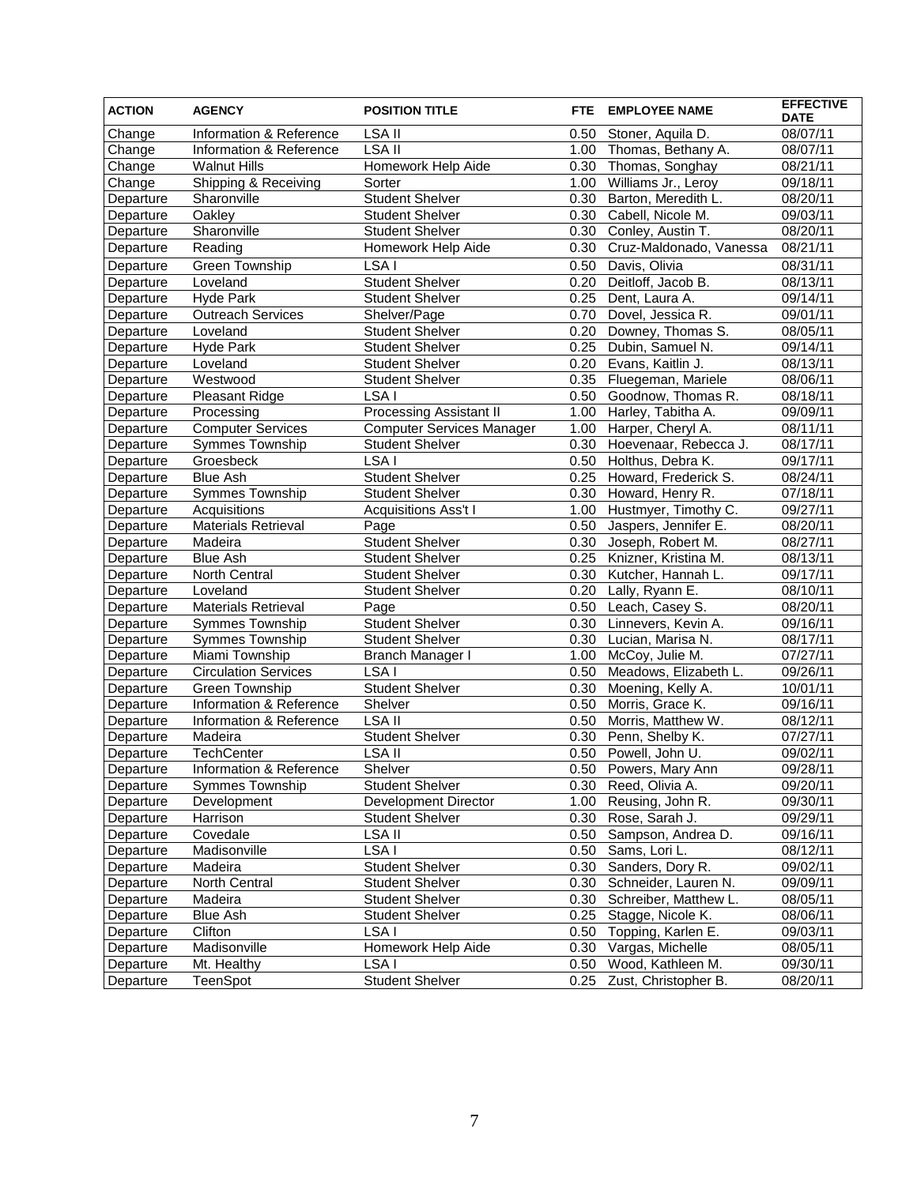| ACTION | AGENCY | POSITION TITLE | FTE | EMPLOYEE NAME | EFFECTIVE DATE |
|---|---|---|---|---|---|
| Change | Information & Reference | LSA II | 0.50 | Stoner, Aquila D. | 08/07/11 |
| Change | Information & Reference | LSA II | 1.00 | Thomas, Bethany A. | 08/07/11 |
| Change | Walnut Hills | Homework Help Aide | 0.30 | Thomas, Songhay | 08/21/11 |
| Change | Shipping & Receiving | Sorter | 1.00 | Williams Jr., Leroy | 09/18/11 |
| Departure | Sharonville | Student Shelver | 0.30 | Barton, Meredith L. | 08/20/11 |
| Departure | Oakley | Student Shelver | 0.30 | Cabell, Nicole M. | 09/03/11 |
| Departure | Sharonville | Student Shelver | 0.30 | Conley, Austin T. | 08/20/11 |
| Departure | Reading | Homework Help Aide | 0.30 | Cruz-Maldonado, Vanessa | 08/21/11 |
| Departure | Green Township | LSA I | 0.50 | Davis, Olivia | 08/31/11 |
| Departure | Loveland | Student Shelver | 0.20 | Deitloff, Jacob B. | 08/13/11 |
| Departure | Hyde Park | Student Shelver | 0.25 | Dent, Laura A. | 09/14/11 |
| Departure | Outreach Services | Shelver/Page | 0.70 | Dovel, Jessica R. | 09/01/11 |
| Departure | Loveland | Student Shelver | 0.20 | Downey, Thomas S. | 08/05/11 |
| Departure | Hyde Park | Student Shelver | 0.25 | Dubin, Samuel N. | 09/14/11 |
| Departure | Loveland | Student Shelver | 0.20 | Evans, Kaitlin J. | 08/13/11 |
| Departure | Westwood | Student Shelver | 0.35 | Fluegeman, Mariele | 08/06/11 |
| Departure | Pleasant Ridge | LSA I | 0.50 | Goodnow, Thomas R. | 08/18/11 |
| Departure | Processing | Processing Assistant II | 1.00 | Harley, Tabitha A. | 09/09/11 |
| Departure | Computer Services | Computer Services Manager | 1.00 | Harper, Cheryl A. | 08/11/11 |
| Departure | Symmes Township | Student Shelver | 0.30 | Hoevenaar, Rebecca J. | 08/17/11 |
| Departure | Groesbeck | LSA I | 0.50 | Holthus, Debra K. | 09/17/11 |
| Departure | Blue Ash | Student Shelver | 0.25 | Howard, Frederick S. | 08/24/11 |
| Departure | Symmes Township | Student Shelver | 0.30 | Howard, Henry R. | 07/18/11 |
| Departure | Acquisitions | Acquisitions Ass't I | 1.00 | Hustmyer, Timothy C. | 09/27/11 |
| Departure | Materials Retrieval | Page | 0.50 | Jaspers, Jennifer E. | 08/20/11 |
| Departure | Madeira | Student Shelver | 0.30 | Joseph, Robert M. | 08/27/11 |
| Departure | Blue Ash | Student Shelver | 0.25 | Knizner, Kristina M. | 08/13/11 |
| Departure | North Central | Student Shelver | 0.30 | Kutcher, Hannah L. | 09/17/11 |
| Departure | Loveland | Student Shelver | 0.20 | Lally, Ryann E. | 08/10/11 |
| Departure | Materials Retrieval | Page | 0.50 | Leach, Casey S. | 08/20/11 |
| Departure | Symmes Township | Student Shelver | 0.30 | Linnevers, Kevin A. | 09/16/11 |
| Departure | Symmes Township | Student Shelver | 0.30 | Lucian, Marisa N. | 08/17/11 |
| Departure | Miami Township | Branch Manager I | 1.00 | McCoy, Julie M. | 07/27/11 |
| Departure | Circulation Services | LSA I | 0.50 | Meadows, Elizabeth L. | 09/26/11 |
| Departure | Green Township | Student Shelver | 0.30 | Moening, Kelly A. | 10/01/11 |
| Departure | Information & Reference | Shelver | 0.50 | Morris, Grace K. | 09/16/11 |
| Departure | Information & Reference | LSA II | 0.50 | Morris, Matthew W. | 08/12/11 |
| Departure | Madeira | Student Shelver | 0.30 | Penn, Shelby K. | 07/27/11 |
| Departure | TechCenter | LSA II | 0.50 | Powell, John U. | 09/02/11 |
| Departure | Information & Reference | Shelver | 0.50 | Powers, Mary Ann | 09/28/11 |
| Departure | Symmes Township | Student Shelver | 0.30 | Reed, Olivia A. | 09/20/11 |
| Departure | Development | Development Director | 1.00 | Reusing, John R. | 09/30/11 |
| Departure | Harrison | Student Shelver | 0.30 | Rose, Sarah J. | 09/29/11 |
| Departure | Covedale | LSA II | 0.50 | Sampson, Andrea D. | 09/16/11 |
| Departure | Madisonville | LSA I | 0.50 | Sams, Lori L. | 08/12/11 |
| Departure | Madeira | Student Shelver | 0.30 | Sanders, Dory R. | 09/02/11 |
| Departure | North Central | Student Shelver | 0.30 | Schneider, Lauren N. | 09/09/11 |
| Departure | Madeira | Student Shelver | 0.30 | Schreiber, Matthew L. | 08/05/11 |
| Departure | Blue Ash | Student Shelver | 0.25 | Stagge, Nicole K. | 08/06/11 |
| Departure | Clifton | LSA I | 0.50 | Topping, Karlen E. | 09/03/11 |
| Departure | Madisonville | Homework Help Aide | 0.30 | Vargas, Michelle | 08/05/11 |
| Departure | Mt. Healthy | LSA I | 0.50 | Wood, Kathleen M. | 09/30/11 |
| Departure | TeenSpot | Student Shelver | 0.25 | Zust, Christopher B. | 08/20/11 |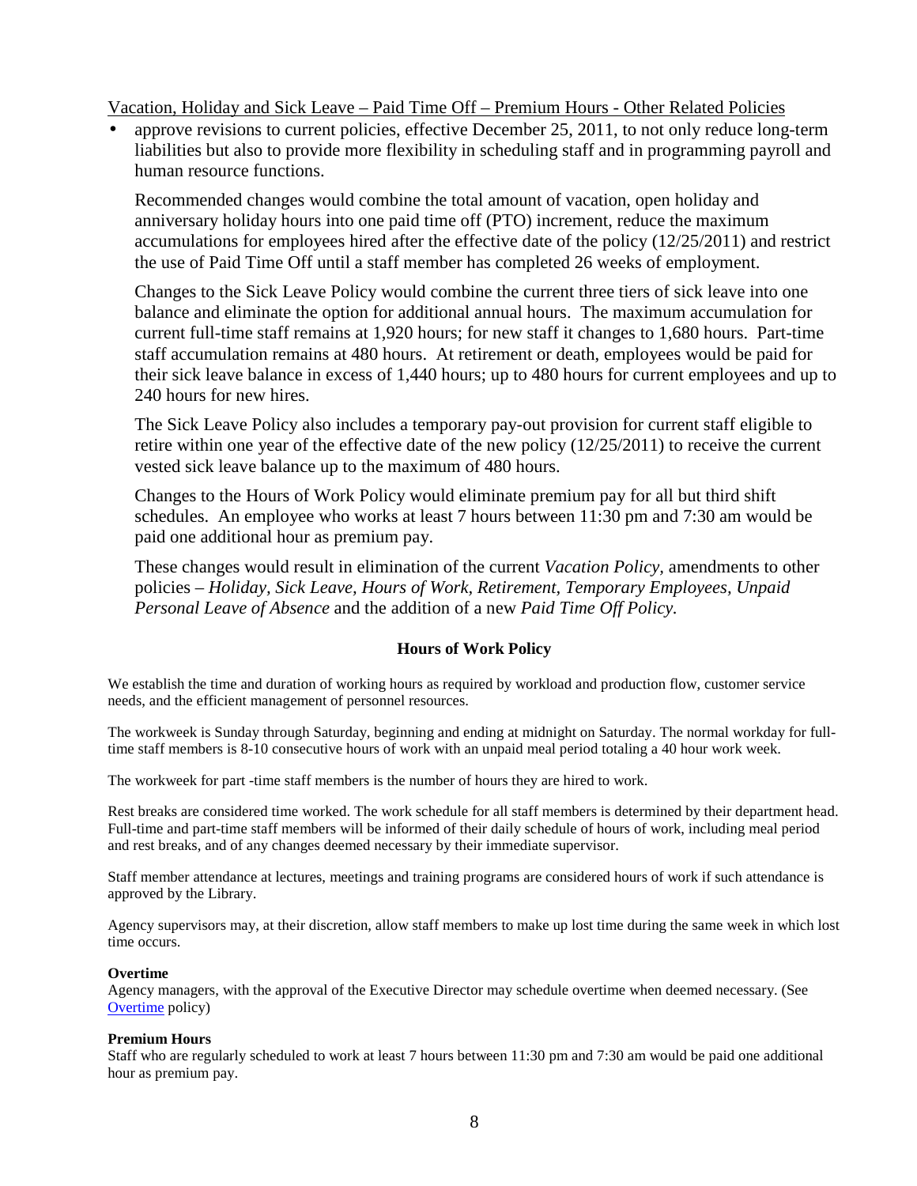Vacation, Holiday and Sick Leave – Paid Time Off – Premium Hours - Other Related Policies

- approve revisions to current policies, effective December 25, 2011, to not only reduce long-term liabilities but also to provide more flexibility in scheduling staff and in programming payroll and human resource functions.

  Recommended changes would combine the total amount of vacation, open holiday and anniversary holiday hours into one paid time off (PTO) increment, reduce the maximum accumulations for employees hired after the effective date of the policy (12/25/2011) and restrict the use of Paid Time Off until a staff member has completed 26 weeks of employment.

  Changes to the Sick Leave Policy would combine the current three tiers of sick leave into one balance and eliminate the option for additional annual hours. The maximum accumulation for current full-time staff remains at 1,920 hours; for new staff it changes to 1,680 hours. Part-time staff accumulation remains at 480 hours. At retirement or death, employees would be paid for their sick leave balance in excess of 1,440 hours; up to 480 hours for current employees and up to 240 hours for new hires.

  The Sick Leave Policy also includes a temporary pay-out provision for current staff eligible to retire within one year of the effective date of the new policy (12/25/2011) to receive the current vested sick leave balance up to the maximum of 480 hours.

  Changes to the Hours of Work Policy would eliminate premium pay for all but third shift schedules. An employee who works at least 7 hours between 11:30 pm and 7:30 am would be paid one additional hour as premium pay.

  These changes would result in elimination of the current *Vacation Policy*, amendments to other policies – *Holiday, Sick Leave, Hours of Work, Retirement, Temporary Employees, Unpaid Personal Leave of Absence* and the addition of a new *Paid Time Off Policy.*

## Hours of Work Policy

We establish the time and duration of working hours as required by workload and production flow, customer service needs, and the efficient management of personnel resources.

The workweek is Sunday through Saturday, beginning and ending at midnight on Saturday. The normal workday for full-time staff members is 8-10 consecutive hours of work with an unpaid meal period totaling a 40 hour work week.

The workweek for part -time staff members is the number of hours they are hired to work.

Rest breaks are considered time worked. The work schedule for all staff members is determined by their department head. Full-time and part-time staff members will be informed of their daily schedule of hours of work, including meal period and rest breaks, and of any changes deemed necessary by their immediate supervisor.

Staff member attendance at lectures, meetings and training programs are considered hours of work if such attendance is approved by the Library.

Agency supervisors may, at their discretion, allow staff members to make up lost time during the same week in which lost time occurs.

**Overtime**
Agency managers, with the approval of the Executive Director may schedule overtime when deemed necessary. (See Overtime policy)

**Premium Hours**
Staff who are regularly scheduled to work at least 7 hours between 11:30 pm and 7:30 am would be paid one additional hour as premium pay.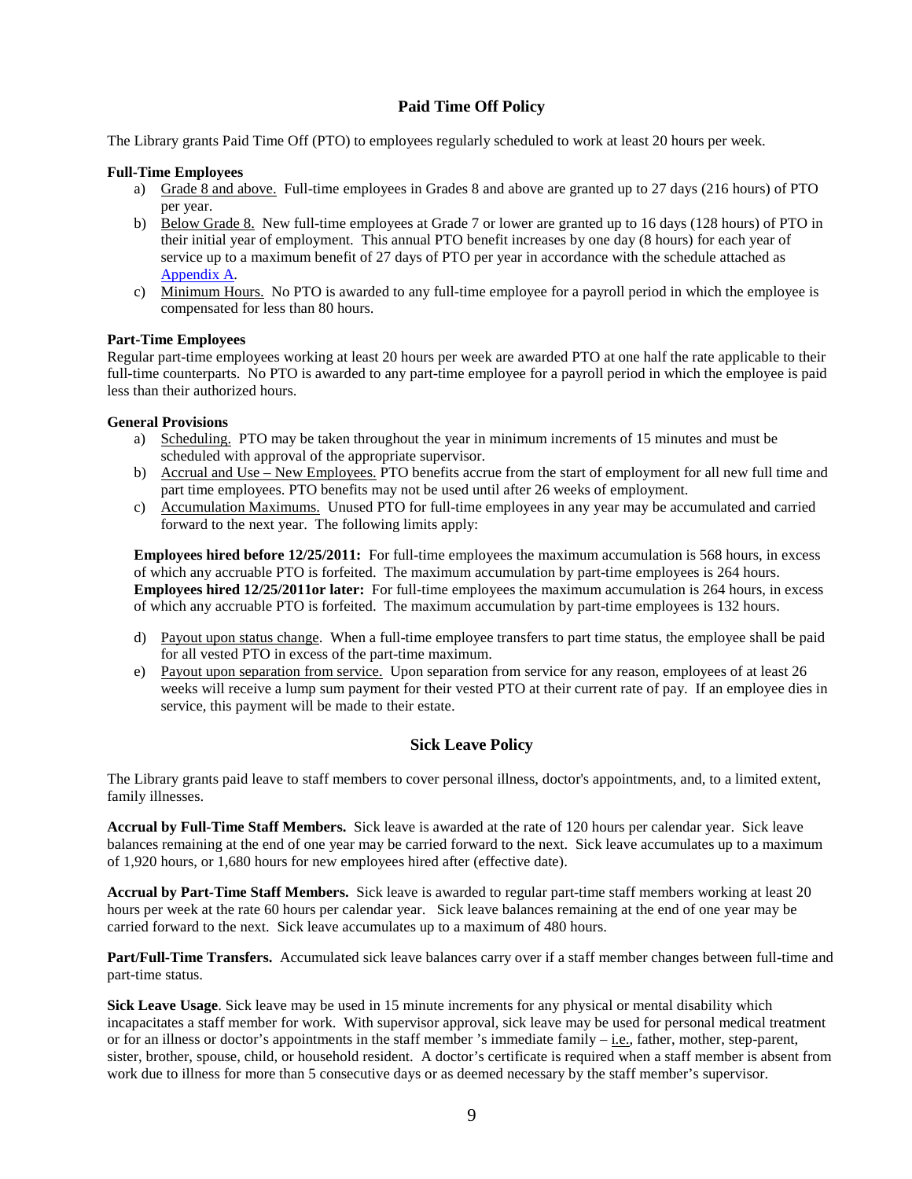## Paid Time Off Policy

The Library grants Paid Time Off (PTO) to employees regularly scheduled to work at least 20 hours per week.

**Full-Time Employees**

a) Grade 8 and above. Full-time employees in Grades 8 and above are granted up to 27 days (216 hours) of PTO per year.

b) Below Grade 8. New full-time employees at Grade 7 or lower are granted up to 16 days (128 hours) of PTO in their initial year of employment. This annual PTO benefit increases by one day (8 hours) for each year of service up to a maximum benefit of 27 days of PTO per year in accordance with the schedule attached as Appendix A.

c) Minimum Hours. No PTO is awarded to any full-time employee for a payroll period in which the employee is compensated for less than 80 hours.

**Part-Time Employees**

Regular part-time employees working at least 20 hours per week are awarded PTO at one half the rate applicable to their full-time counterparts. No PTO is awarded to any part-time employee for a payroll period in which the employee is paid less than their authorized hours.

**General Provisions**

a) Scheduling. PTO may be taken throughout the year in minimum increments of 15 minutes and must be scheduled with approval of the appropriate supervisor.

b) Accrual and Use – New Employees. PTO benefits accrue from the start of employment for all new full time and part time employees. PTO benefits may not be used until after 26 weeks of employment.

c) Accumulation Maximums. Unused PTO for full-time employees in any year may be accumulated and carried forward to the next year. The following limits apply:

**Employees hired before 12/25/2011:** For full-time employees the maximum accumulation is 568 hours, in excess of which any accruable PTO is forfeited. The maximum accumulation by part-time employees is 264 hours.
**Employees hired 12/25/2011or later:** For full-time employees the maximum accumulation is 264 hours, in excess of which any accruable PTO is forfeited. The maximum accumulation by part-time employees is 132 hours.

d) Payout upon status change. When a full-time employee transfers to part time status, the employee shall be paid for all vested PTO in excess of the part-time maximum.

e) Payout upon separation from service. Upon separation from service for any reason, employees of at least 26 weeks will receive a lump sum payment for their vested PTO at their current rate of pay. If an employee dies in service, this payment will be made to their estate.

## Sick Leave Policy

The Library grants paid leave to staff members to cover personal illness, doctor's appointments, and, to a limited extent, family illnesses.

**Accrual by Full-Time Staff Members.** Sick leave is awarded at the rate of 120 hours per calendar year. Sick leave balances remaining at the end of one year may be carried forward to the next. Sick leave accumulates up to a maximum of 1,920 hours, or 1,680 hours for new employees hired after (effective date).

**Accrual by Part-Time Staff Members.** Sick leave is awarded to regular part-time staff members working at least 20 hours per week at the rate 60 hours per calendar year. Sick leave balances remaining at the end of one year may be carried forward to the next. Sick leave accumulates up to a maximum of 480 hours.

**Part/Full-Time Transfers.** Accumulated sick leave balances carry over if a staff member changes between full-time and part-time status.

**Sick Leave Usage**. Sick leave may be used in 15 minute increments for any physical or mental disability which incapacitates a staff member for work. With supervisor approval, sick leave may be used for personal medical treatment or for an illness or doctor's appointments in the staff member 's immediate family – i.e., father, mother, step-parent, sister, brother, spouse, child, or household resident. A doctor's certificate is required when a staff member is absent from work due to illness for more than 5 consecutive days or as deemed necessary by the staff member's supervisor.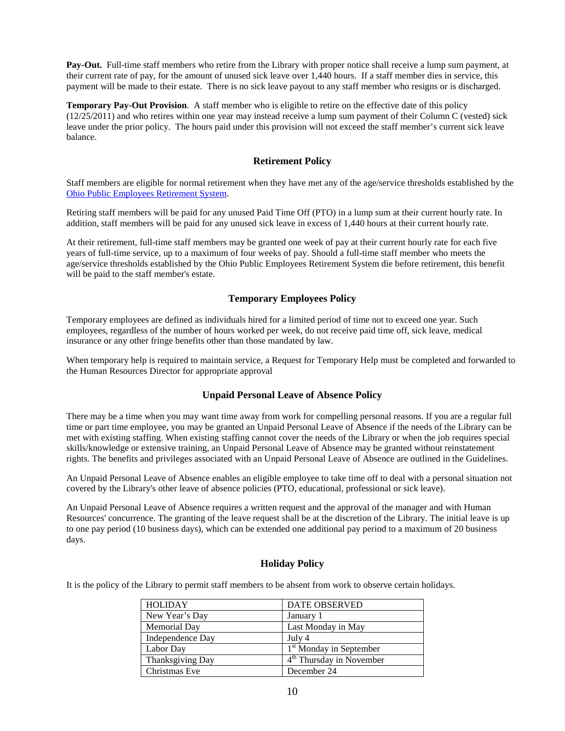**Pay-Out.** Full-time staff members who retire from the Library with proper notice shall receive a lump sum payment, at their current rate of pay, for the amount of unused sick leave over 1,440 hours. If a staff member dies in service, this payment will be made to their estate. There is no sick leave payout to any staff member who resigns or is discharged.

**Temporary Pay-Out Provision**. A staff member who is eligible to retire on the effective date of this policy (12/25/2011) and who retires within one year may instead receive a lump sum payment of their Column C (vested) sick leave under the prior policy. The hours paid under this provision will not exceed the staff member's current sick leave balance.

## Retirement Policy

Staff members are eligible for normal retirement when they have met any of the age/service thresholds established by the Ohio Public Employees Retirement System.

Retiring staff members will be paid for any unused Paid Time Off (PTO) in a lump sum at their current hourly rate. In addition, staff members will be paid for any unused sick leave in excess of 1,440 hours at their current hourly rate.

At their retirement, full-time staff members may be granted one week of pay at their current hourly rate for each five years of full-time service, up to a maximum of four weeks of pay. Should a full-time staff member who meets the age/service thresholds established by the Ohio Public Employees Retirement System die before retirement, this benefit will be paid to the staff member's estate.

## Temporary Employees Policy

Temporary employees are defined as individuals hired for a limited period of time not to exceed one year. Such employees, regardless of the number of hours worked per week, do not receive paid time off, sick leave, medical insurance or any other fringe benefits other than those mandated by law.

When temporary help is required to maintain service, a Request for Temporary Help must be completed and forwarded to the Human Resources Director for appropriate approval

## Unpaid Personal Leave of Absence Policy

There may be a time when you may want time away from work for compelling personal reasons. If you are a regular full time or part time employee, you may be granted an Unpaid Personal Leave of Absence if the needs of the Library can be met with existing staffing. When existing staffing cannot cover the needs of the Library or when the job requires special skills/knowledge or extensive training, an Unpaid Personal Leave of Absence may be granted without reinstatement rights. The benefits and privileges associated with an Unpaid Personal Leave of Absence are outlined in the Guidelines.

An Unpaid Personal Leave of Absence enables an eligible employee to take time off to deal with a personal situation not covered by the Library's other leave of absence policies (PTO, educational, professional or sick leave).

An Unpaid Personal Leave of Absence requires a written request and the approval of the manager and with Human Resources' concurrence. The granting of the leave request shall be at the discretion of the Library. The initial leave is up to one pay period (10 business days), which can be extended one additional pay period to a maximum of 20 business days.

## Holiday Policy

It is the policy of the Library to permit staff members to be absent from work to observe certain holidays.

| HOLIDAY | DATE OBSERVED |
|---|---|
| New Year's Day | January 1 |
| Memorial Day | Last Monday in May |
| Independence Day | July 4 |
| Labor Day | 1st Monday in September |
| Thanksgiving Day | 4th Thursday in November |
| Christmas Eve | December 24 |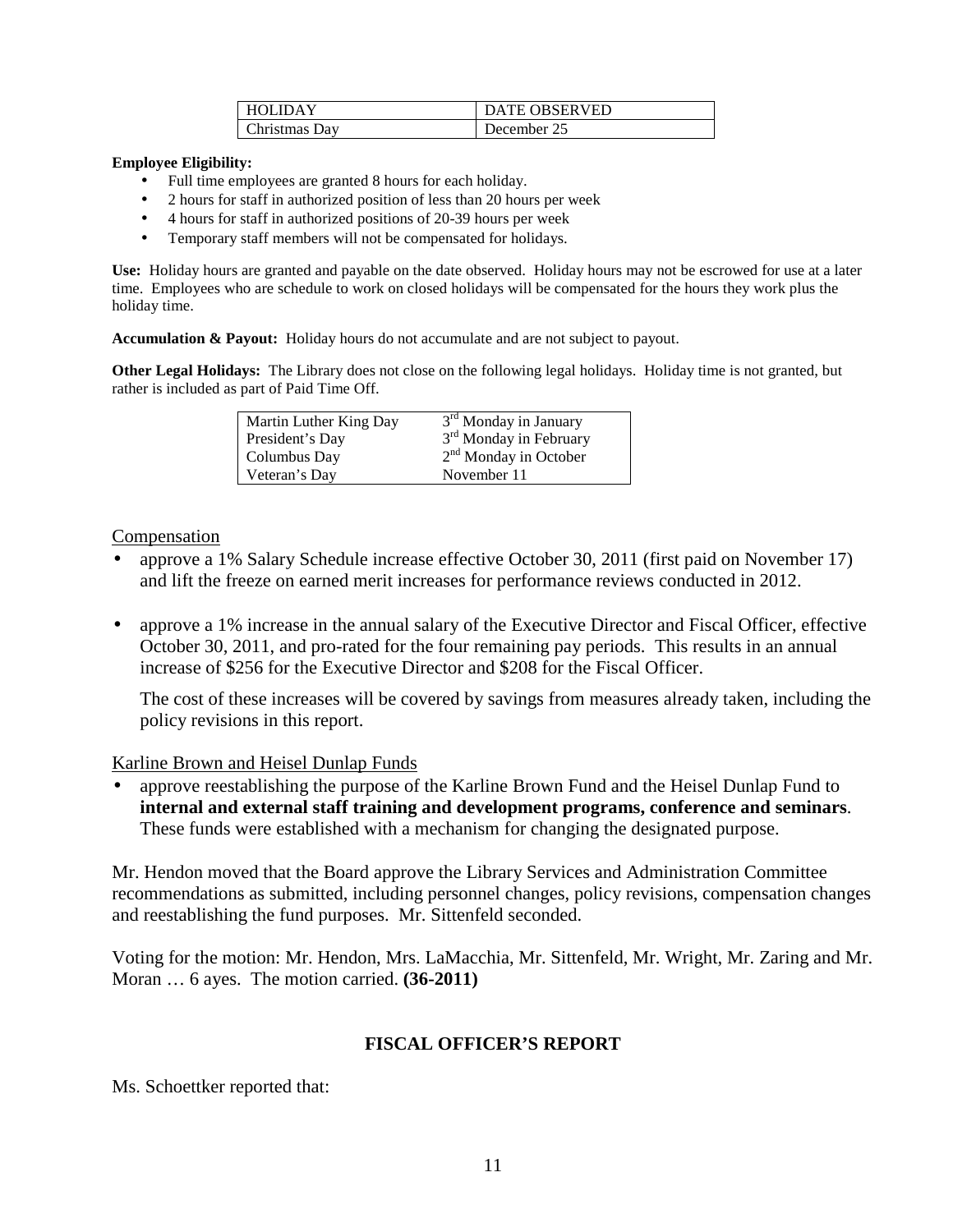| HOLIDAY | DATE OBSERVED |
|---|---|
| Christmas Day | December 25 |

**Employee Eligibility:**

- Full time employees are granted 8 hours for each holiday.
- 2 hours for staff in authorized position of less than 20 hours per week
- 4 hours for staff in authorized positions of 20-39 hours per week
- Temporary staff members will not be compensated for holidays.

**Use:** Holiday hours are granted and payable on the date observed. Holiday hours may not be escrowed for use at a later time. Employees who are schedule to work on closed holidays will be compensated for the hours they work plus the holiday time.

**Accumulation & Payout:** Holiday hours do not accumulate and are not subject to payout.

**Other Legal Holidays:** The Library does not close on the following legal holidays. Holiday time is not granted, but rather is included as part of Paid Time Off.

| | |
|---|---|
| Martin Luther King Day | 3rd Monday in January |
| President's Day | 3rd Monday in February |
| Columbus Day | 2nd Monday in October |
| Veteran's Day | November 11 |

Compensation

- approve a 1% Salary Schedule increase effective October 30, 2011 (first paid on November 17) and lift the freeze on earned merit increases for performance reviews conducted in 2012.

- approve a 1% increase in the annual salary of the Executive Director and Fiscal Officer, effective October 30, 2011, and pro-rated for the four remaining pay periods. This results in an annual increase of $256 for the Executive Director and $208 for the Fiscal Officer.

  The cost of these increases will be covered by savings from measures already taken, including the policy revisions in this report.

Karline Brown and Heisel Dunlap Funds

- approve reestablishing the purpose of the Karline Brown Fund and the Heisel Dunlap Fund to **internal and external staff training and development programs, conference and seminars**. These funds were established with a mechanism for changing the designated purpose.

Mr. Hendon moved that the Board approve the Library Services and Administration Committee recommendations as submitted, including personnel changes, policy revisions, compensation changes and reestablishing the fund purposes. Mr. Sittenfeld seconded.

Voting for the motion: Mr. Hendon, Mrs. LaMacchia, Mr. Sittenfeld, Mr. Wright, Mr. Zaring and Mr. Moran … 6 ayes. The motion carried. **(36-2011)**

## FISCAL OFFICER'S REPORT

Ms. Schoettker reported that: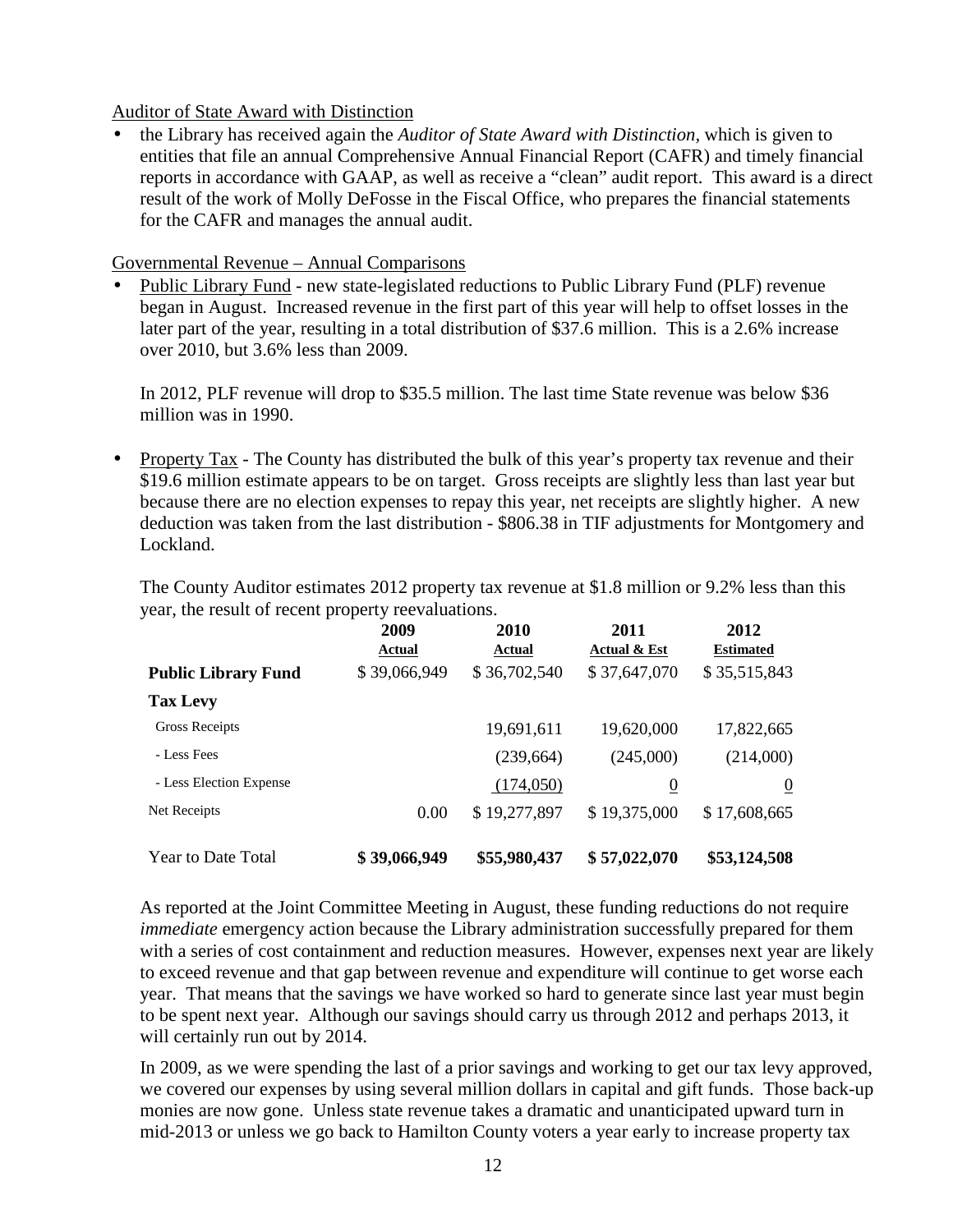Auditor of State Award with Distinction

- the Library has received again the *Auditor of State Award with Distinction*, which is given to entities that file an annual Comprehensive Annual Financial Report (CAFR) and timely financial reports in accordance with GAAP, as well as receive a "clean" audit report. This award is a direct result of the work of Molly DeFosse in the Fiscal Office, who prepares the financial statements for the CAFR and manages the annual audit.

Governmental Revenue – Annual Comparisons

- Public Library Fund - new state-legislated reductions to Public Library Fund (PLF) revenue began in August. Increased revenue in the first part of this year will help to offset losses in the later part of the year, resulting in a total distribution of $37.6 million. This is a 2.6% increase over 2010, but 3.6% less than 2009.

  In 2012, PLF revenue will drop to $35.5 million. The last time State revenue was below $36 million was in 1990.

- Property Tax - The County has distributed the bulk of this year's property tax revenue and their $19.6 million estimate appears to be on target. Gross receipts are slightly less than last year but because there are no election expenses to repay this year, net receipts are slightly higher. A new deduction was taken from the last distribution - $806.38 in TIF adjustments for Montgomery and Lockland.

  The County Auditor estimates 2012 property tax revenue at $1.8 million or 9.2% less than this year, the result of recent property reevaluations.

| | 2009 Actual | 2010 Actual | 2011 Actual & Est | 2012 Estimated |
|---|---|---|---|---|
| **Public Library Fund** | $ 39,066,949 | $ 36,702,540 | $ 37,647,070 | $ 35,515,843 |
| **Tax Levy** | | | | |
| Gross Receipts | | 19,691,611 | 19,620,000 | 17,822,665 |
| - Less Fees | | (239,664) | (245,000) | (214,000) |
| - Less Election Expense | | (174,050) | 0 | 0 |
| Net Receipts | 0.00 | $ 19,277,897 | $ 19,375,000 | $ 17,608,665 |
| Year to Date Total | **$ 39,066,949** | **$55,980,437** | **$ 57,022,070** | **$53,124,508** |

As reported at the Joint Committee Meeting in August, these funding reductions do not require *immediate* emergency action because the Library administration successfully prepared for them with a series of cost containment and reduction measures. However, expenses next year are likely to exceed revenue and that gap between revenue and expenditure will continue to get worse each year. That means that the savings we have worked so hard to generate since last year must begin to be spent next year. Although our savings should carry us through 2012 and perhaps 2013, it will certainly run out by 2014.

In 2009, as we were spending the last of a prior savings and working to get our tax levy approved, we covered our expenses by using several million dollars in capital and gift funds. Those back-up monies are now gone. Unless state revenue takes a dramatic and unanticipated upward turn in mid-2013 or unless we go back to Hamilton County voters a year early to increase property tax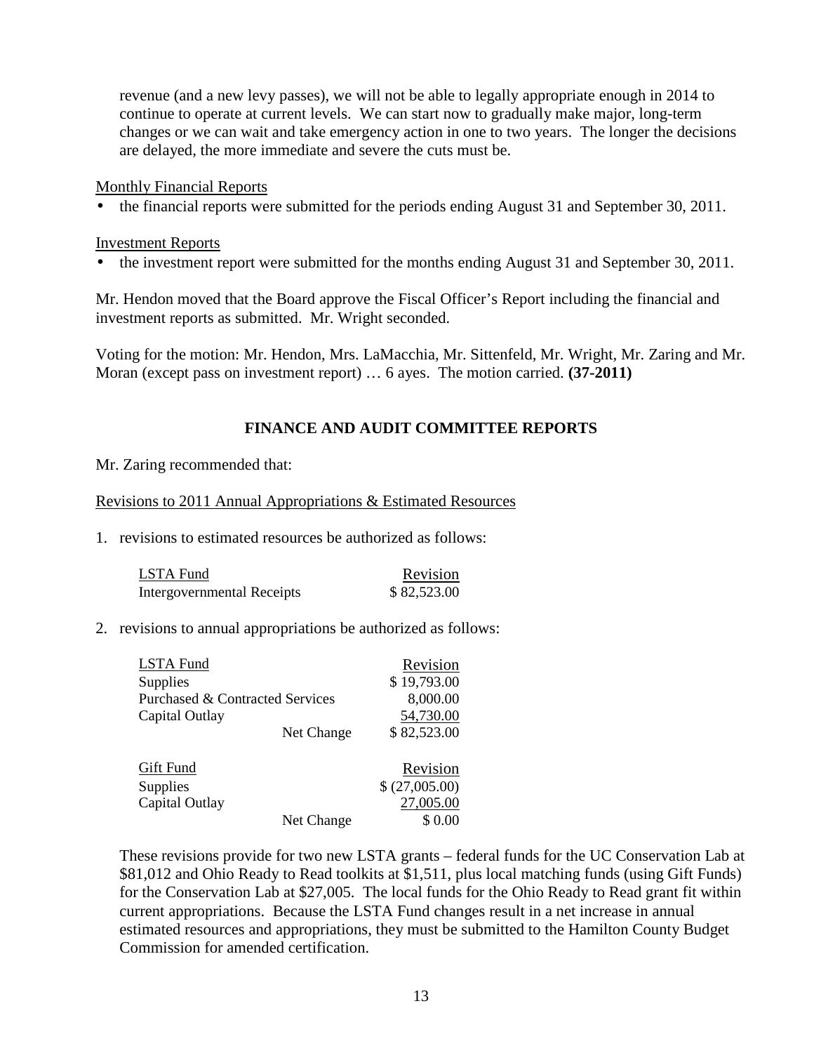revenue (and a new levy passes), we will not be able to legally appropriate enough in 2014 to continue to operate at current levels. We can start now to gradually make major, long-term changes or we can wait and take emergency action in one to two years. The longer the decisions are delayed, the more immediate and severe the cuts must be.

Monthly Financial Reports

- the financial reports were submitted for the periods ending August 31 and September 30, 2011.

Investment Reports

- the investment report were submitted for the months ending August 31 and September 30, 2011.

Mr. Hendon moved that the Board approve the Fiscal Officer's Report including the financial and investment reports as submitted. Mr. Wright seconded.

Voting for the motion: Mr. Hendon, Mrs. LaMacchia, Mr. Sittenfeld, Mr. Wright, Mr. Zaring and Mr. Moran (except pass on investment report) … 6 ayes. The motion carried. **(37-2011)**

## FINANCE AND AUDIT COMMITTEE REPORTS

Mr. Zaring recommended that:

Revisions to 2011 Annual Appropriations & Estimated Resources

1. revisions to estimated resources be authorized as follows:

| LSTA Fund | Revision |
|---|---|
| Intergovernmental Receipts | $ 82,523.00 |

2. revisions to annual appropriations be authorized as follows:

| LSTA Fund | | Revision |
|---|---|---|
| Supplies | | $ 19,793.00 |
| Purchased & Contracted Services | | 8,000.00 |
| Capital Outlay | | 54,730.00 |
| | Net Change | $ 82,523.00 |

| Gift Fund | | Revision |
|---|---|---|
| Supplies | | $ (27,005.00) |
| Capital Outlay | | 27,005.00 |
| | Net Change | $ 0.00 |

These revisions provide for two new LSTA grants – federal funds for the UC Conservation Lab at $81,012 and Ohio Ready to Read toolkits at $1,511, plus local matching funds (using Gift Funds) for the Conservation Lab at $27,005. The local funds for the Ohio Ready to Read grant fit within current appropriations. Because the LSTA Fund changes result in a net increase in annual estimated resources and appropriations, they must be submitted to the Hamilton County Budget Commission for amended certification.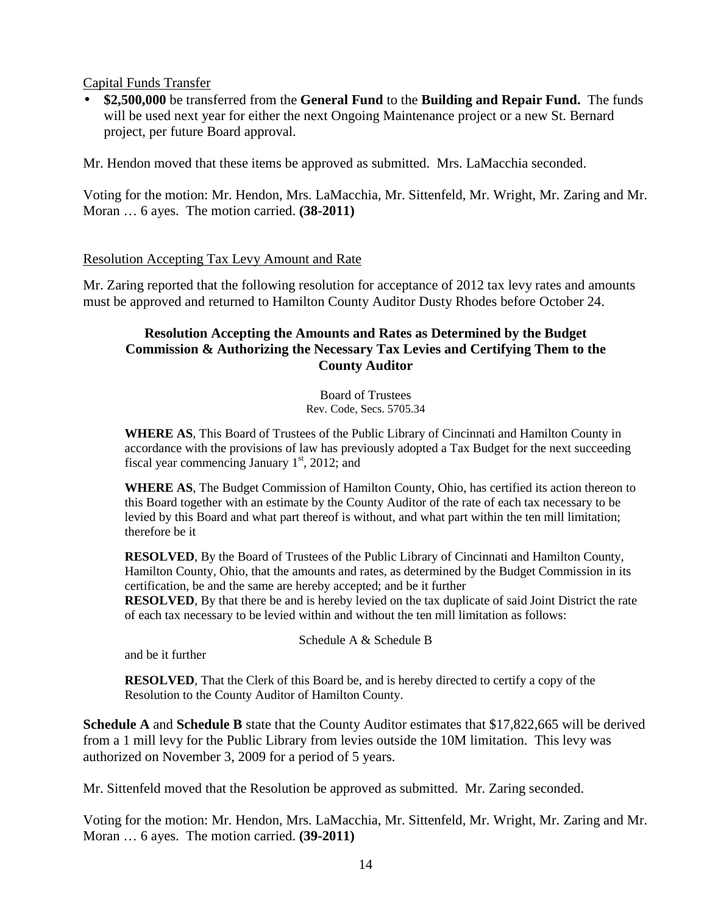Capital Funds Transfer

- **$2,500,000** be transferred from the **General Fund** to the **Building and Repair Fund.** The funds will be used next year for either the next Ongoing Maintenance project or a new St. Bernard project, per future Board approval.

Mr. Hendon moved that these items be approved as submitted. Mrs. LaMacchia seconded.

Voting for the motion: Mr. Hendon, Mrs. LaMacchia, Mr. Sittenfeld, Mr. Wright, Mr. Zaring and Mr. Moran … 6 ayes. The motion carried. **(38-2011)**

Resolution Accepting Tax Levy Amount and Rate

Mr. Zaring reported that the following resolution for acceptance of 2012 tax levy rates and amounts must be approved and returned to Hamilton County Auditor Dusty Rhodes before October 24.

**Resolution Accepting the Amounts and Rates as Determined by the Budget Commission & Authorizing the Necessary Tax Levies and Certifying Them to the County Auditor**

Board of Trustees
Rev. Code, Secs. 5705.34

**WHERE AS**, This Board of Trustees of the Public Library of Cincinnati and Hamilton County in accordance with the provisions of law has previously adopted a Tax Budget for the next succeeding fiscal year commencing January 1st, 2012; and

**WHERE AS**, The Budget Commission of Hamilton County, Ohio, has certified its action thereon to this Board together with an estimate by the County Auditor of the rate of each tax necessary to be levied by this Board and what part thereof is without, and what part within the ten mill limitation; therefore be it

**RESOLVED**, By the Board of Trustees of the Public Library of Cincinnati and Hamilton County, Hamilton County, Ohio, that the amounts and rates, as determined by the Budget Commission in its certification, be and the same are hereby accepted; and be it further
**RESOLVED**, By that there be and is hereby levied on the tax duplicate of said Joint District the rate of each tax necessary to be levied within and without the ten mill limitation as follows:

Schedule A & Schedule B

and be it further

**RESOLVED**, That the Clerk of this Board be, and is hereby directed to certify a copy of the Resolution to the County Auditor of Hamilton County.

**Schedule A** and **Schedule B** state that the County Auditor estimates that $17,822,665 will be derived from a 1 mill levy for the Public Library from levies outside the 10M limitation. This levy was authorized on November 3, 2009 for a period of 5 years.

Mr. Sittenfeld moved that the Resolution be approved as submitted. Mr. Zaring seconded.

Voting for the motion: Mr. Hendon, Mrs. LaMacchia, Mr. Sittenfeld, Mr. Wright, Mr. Zaring and Mr. Moran … 6 ayes. The motion carried. **(39-2011)**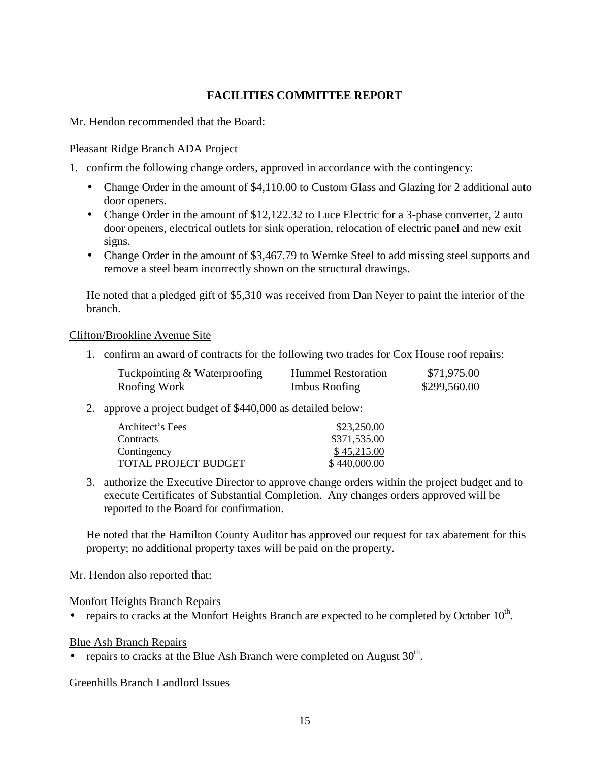## FACILITIES COMMITTEE REPORT

Mr. Hendon recommended that the Board:

Pleasant Ridge Branch ADA Project

1. confirm the following change orders, approved in accordance with the contingency:

   - Change Order in the amount of $4,110.00 to Custom Glass and Glazing for 2 additional auto door openers.
   - Change Order in the amount of $12,122.32 to Luce Electric for a 3-phase converter, 2 auto door openers, electrical outlets for sink operation, relocation of electric panel and new exit signs.
   - Change Order in the amount of $3,467.79 to Wernke Steel to add missing steel supports and remove a steel beam incorrectly shown on the structural drawings.

   He noted that a pledged gift of $5,310 was received from Dan Neyer to paint the interior of the branch.

Clifton/Brookline Avenue Site

1. confirm an award of contracts for the following two trades for Cox House roof repairs:

| | | |
|---|---|---|
| Tuckpointing & Waterproofing | Hummel Restoration | $71,975.00 |
| Roofing Work | Imbus Roofing | $299,560.00 |

2. approve a project budget of $440,000 as detailed below:

| | |
|---|---|
| Architect's Fees | $23,250.00 |
| Contracts | $371,535.00 |
| Contingency | $ 45,215.00 |
| TOTAL PROJECT BUDGET | $ 440,000.00 |

3. authorize the Executive Director to approve change orders within the project budget and to execute Certificates of Substantial Completion. Any changes orders approved will be reported to the Board for confirmation.

   He noted that the Hamilton County Auditor has approved our request for tax abatement for this property; no additional property taxes will be paid on the property.

Mr. Hendon also reported that:

Monfort Heights Branch Repairs

- repairs to cracks at the Monfort Heights Branch are expected to be completed by October 10th.

Blue Ash Branch Repairs

- repairs to cracks at the Blue Ash Branch were completed on August 30th.

Greenhills Branch Landlord Issues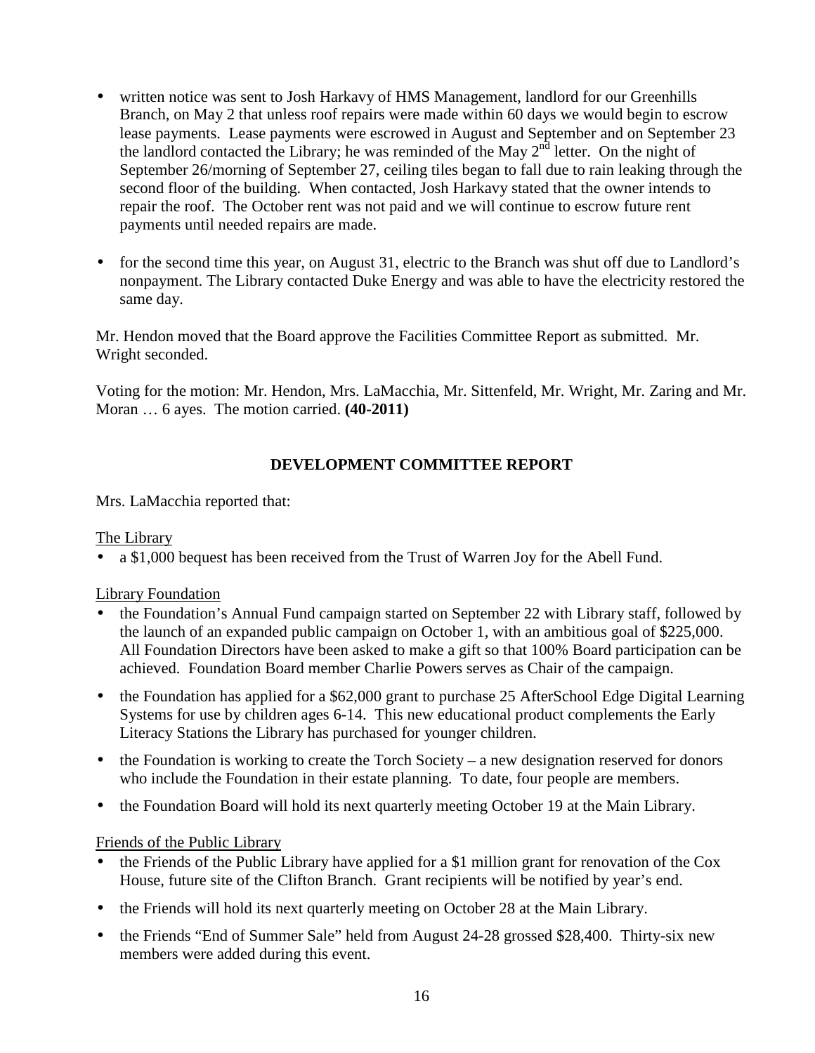- written notice was sent to Josh Harkavy of HMS Management, landlord for our Greenhills Branch, on May 2 that unless roof repairs were made within 60 days we would begin to escrow lease payments. Lease payments were escrowed in August and September and on September 23 the landlord contacted the Library; he was reminded of the May 2nd letter. On the night of September 26/morning of September 27, ceiling tiles began to fall due to rain leaking through the second floor of the building. When contacted, Josh Harkavy stated that the owner intends to repair the roof. The October rent was not paid and we will continue to escrow future rent payments until needed repairs are made.

- for the second time this year, on August 31, electric to the Branch was shut off due to Landlord's nonpayment. The Library contacted Duke Energy and was able to have the electricity restored the same day.

Mr. Hendon moved that the Board approve the Facilities Committee Report as submitted. Mr. Wright seconded.

Voting for the motion: Mr. Hendon, Mrs. LaMacchia, Mr. Sittenfeld, Mr. Wright, Mr. Zaring and Mr. Moran … 6 ayes. The motion carried. **(40-2011)**

## DEVELOPMENT COMMITTEE REPORT

Mrs. LaMacchia reported that:

The Library

- a $1,000 bequest has been received from the Trust of Warren Joy for the Abell Fund.

Library Foundation

- the Foundation's Annual Fund campaign started on September 22 with Library staff, followed by the launch of an expanded public campaign on October 1, with an ambitious goal of $225,000. All Foundation Directors have been asked to make a gift so that 100% Board participation can be achieved. Foundation Board member Charlie Powers serves as Chair of the campaign.

- the Foundation has applied for a $62,000 grant to purchase 25 AfterSchool Edge Digital Learning Systems for use by children ages 6-14. This new educational product complements the Early Literacy Stations the Library has purchased for younger children.

- the Foundation is working to create the Torch Society – a new designation reserved for donors who include the Foundation in their estate planning. To date, four people are members.

- the Foundation Board will hold its next quarterly meeting October 19 at the Main Library.

Friends of the Public Library

- the Friends of the Public Library have applied for a $1 million grant for renovation of the Cox House, future site of the Clifton Branch. Grant recipients will be notified by year's end.

- the Friends will hold its next quarterly meeting on October 28 at the Main Library.

- the Friends "End of Summer Sale" held from August 24-28 grossed $28,400. Thirty-six new members were added during this event.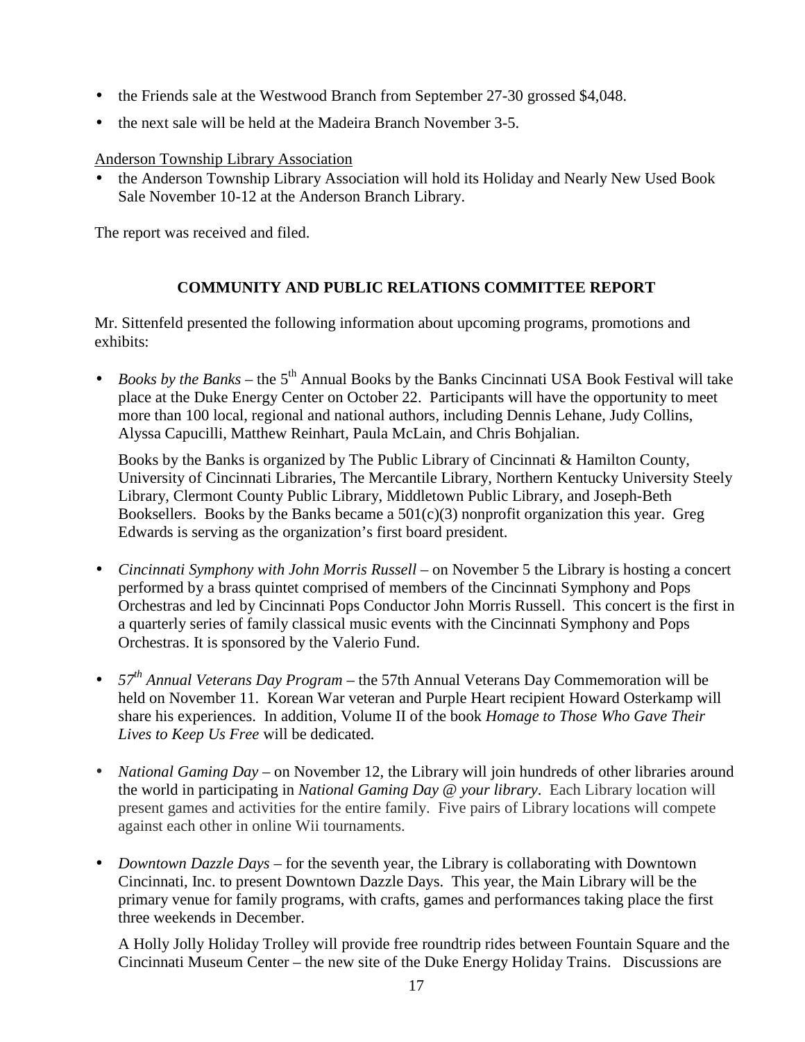- the Friends sale at the Westwood Branch from September 27-30 grossed $4,048.
- the next sale will be held at the Madeira Branch November 3-5.

Anderson Township Library Association

- the Anderson Township Library Association will hold its Holiday and Nearly New Used Book Sale November 10-12 at the Anderson Branch Library.

The report was received and filed.

## COMMUNITY AND PUBLIC RELATIONS COMMITTEE REPORT

Mr. Sittenfeld presented the following information about upcoming programs, promotions and exhibits:

- *Books by the Banks* – the 5th Annual Books by the Banks Cincinnati USA Book Festival will take place at the Duke Energy Center on October 22. Participants will have the opportunity to meet more than 100 local, regional and national authors, including Dennis Lehane, Judy Collins, Alyssa Capucilli, Matthew Reinhart, Paula McLain, and Chris Bohjalian.

  Books by the Banks is organized by The Public Library of Cincinnati & Hamilton County, University of Cincinnati Libraries, The Mercantile Library, Northern Kentucky University Steely Library, Clermont County Public Library, Middletown Public Library, and Joseph-Beth Booksellers. Books by the Banks became a 501(c)(3) nonprofit organization this year. Greg Edwards is serving as the organization's first board president.

- *Cincinnati Symphony with John Morris Russell* – on November 5 the Library is hosting a concert performed by a brass quintet comprised of members of the Cincinnati Symphony and Pops Orchestras and led by Cincinnati Pops Conductor John Morris Russell. This concert is the first in a quarterly series of family classical music events with the Cincinnati Symphony and Pops Orchestras. It is sponsored by the Valerio Fund.

- *57th Annual Veterans Day Program* – the 57th Annual Veterans Day Commemoration will be held on November 11. Korean War veteran and Purple Heart recipient Howard Osterkamp will share his experiences. In addition, Volume II of the book *Homage to Those Who Gave Their Lives to Keep Us Free* will be dedicated.

- *National Gaming Day* – on November 12, the Library will join hundreds of other libraries around the world in participating in *National Gaming Day @ your library*. Each Library location will present games and activities for the entire family. Five pairs of Library locations will compete against each other in online Wii tournaments.

- *Downtown Dazzle Days* – for the seventh year, the Library is collaborating with Downtown Cincinnati, Inc. to present Downtown Dazzle Days. This year, the Main Library will be the primary venue for family programs, with crafts, games and performances taking place the first three weekends in December.

  A Holly Jolly Holiday Trolley will provide free roundtrip rides between Fountain Square and the Cincinnati Museum Center – the new site of the Duke Energy Holiday Trains. Discussions are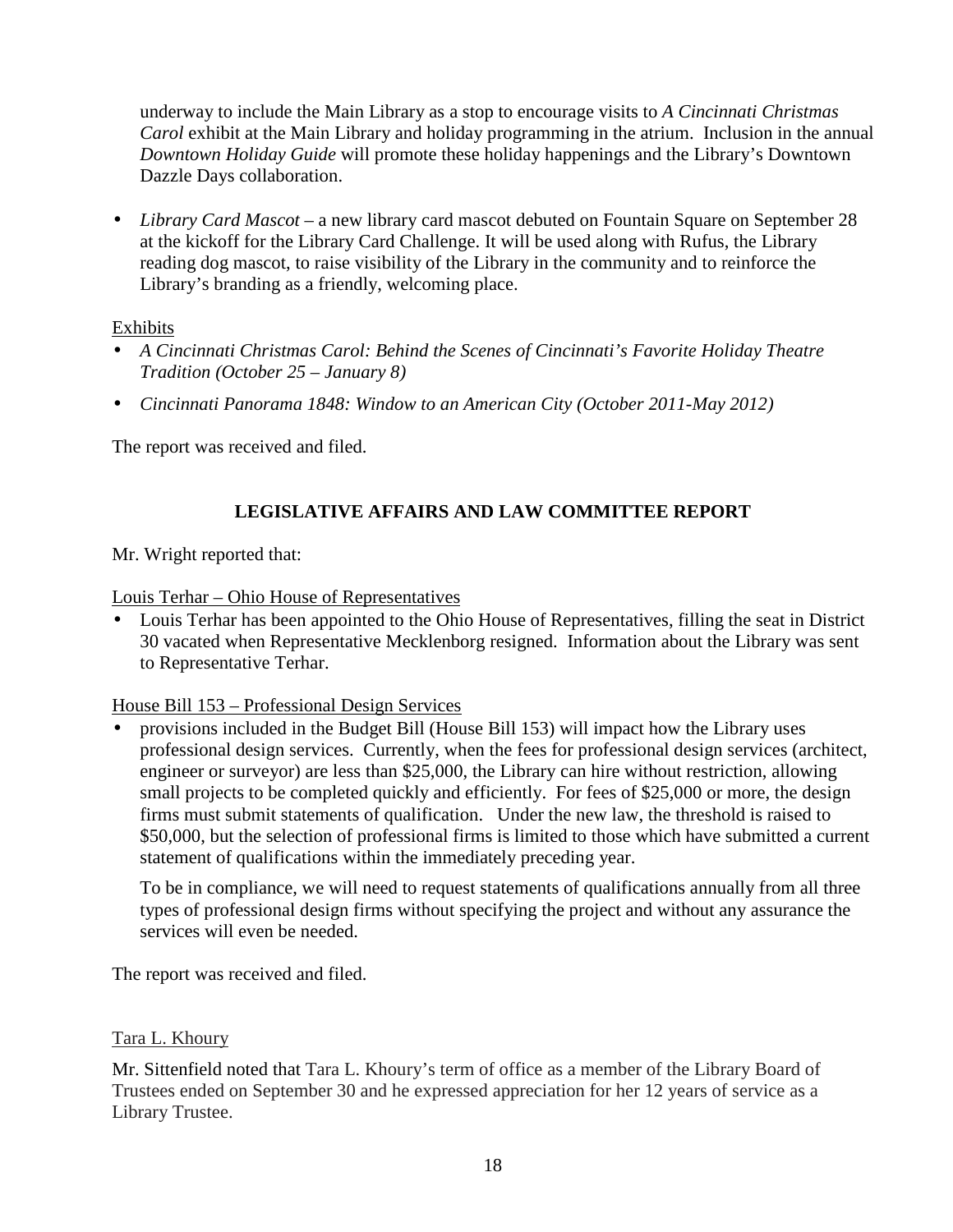underway to include the Main Library as a stop to encourage visits to *A Cincinnati Christmas Carol* exhibit at the Main Library and holiday programming in the atrium. Inclusion in the annual *Downtown Holiday Guide* will promote these holiday happenings and the Library's Downtown Dazzle Days collaboration.

- *Library Card Mascot* – a new library card mascot debuted on Fountain Square on September 28 at the kickoff for the Library Card Challenge. It will be used along with Rufus, the Library reading dog mascot, to raise visibility of the Library in the community and to reinforce the Library's branding as a friendly, welcoming place.

<u>Exhibits</u>

- *A Cincinnati Christmas Carol: Behind the Scenes of Cincinnati's Favorite Holiday Theatre Tradition (October 25 – January 8)*
- *Cincinnati Panorama 1848: Window to an American City (October 2011-May 2012)*

The report was received and filed.

## LEGISLATIVE AFFAIRS AND LAW COMMITTEE REPORT

Mr. Wright reported that:

<u>Louis Terhar – Ohio House of Representatives</u>

- Louis Terhar has been appointed to the Ohio House of Representatives, filling the seat in District 30 vacated when Representative Mecklenborg resigned. Information about the Library was sent to Representative Terhar.

<u>House Bill 153 – Professional Design Services</u>

- provisions included in the Budget Bill (House Bill 153) will impact how the Library uses professional design services. Currently, when the fees for professional design services (architect, engineer or surveyor) are less than $25,000, the Library can hire without restriction, allowing small projects to be completed quickly and efficiently. For fees of $25,000 or more, the design firms must submit statements of qualification. Under the new law, the threshold is raised to $50,000, but the selection of professional firms is limited to those which have submitted a current statement of qualifications within the immediately preceding year.

  To be in compliance, we will need to request statements of qualifications annually from all three types of professional design firms without specifying the project and without any assurance the services will even be needed.

The report was received and filed.

<u>Tara L. Khoury</u>

Mr. Sittenfield noted that Tara L. Khoury's term of office as a member of the Library Board of Trustees ended on September 30 and he expressed appreciation for her 12 years of service as a Library Trustee.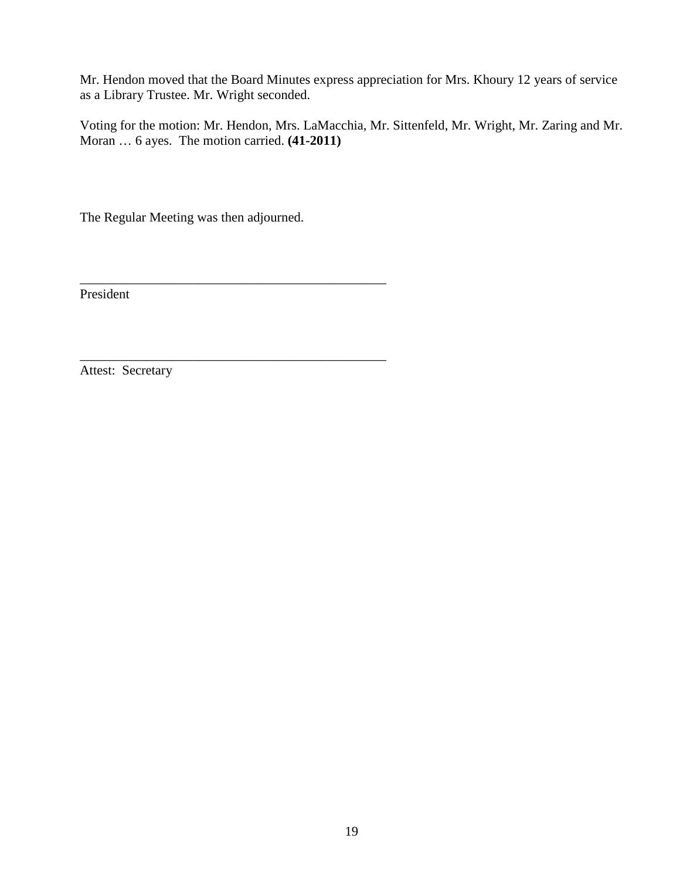Mr. Hendon moved that the Board Minutes express appreciation for Mrs. Khoury 12 years of service as a Library Trustee. Mr. Wright seconded.

Voting for the motion: Mr. Hendon, Mrs. LaMacchia, Mr. Sittenfeld, Mr. Wright, Mr. Zaring and Mr. Moran … 6 ayes. The motion carried. **(41-2011)**

The Regular Meeting was then adjourned.

\_\_\_\_\_\_\_\_\_\_\_\_\_\_\_\_\_\_\_\_\_\_\_\_\_\_\_\_\_\_\_\_\_\_\_\_\_\_\_\_\_\_\_\_\_\_

President

\_\_\_\_\_\_\_\_\_\_\_\_\_\_\_\_\_\_\_\_\_\_\_\_\_\_\_\_\_\_\_\_\_\_\_\_\_\_\_\_\_\_\_\_\_\_

Attest: Secretary